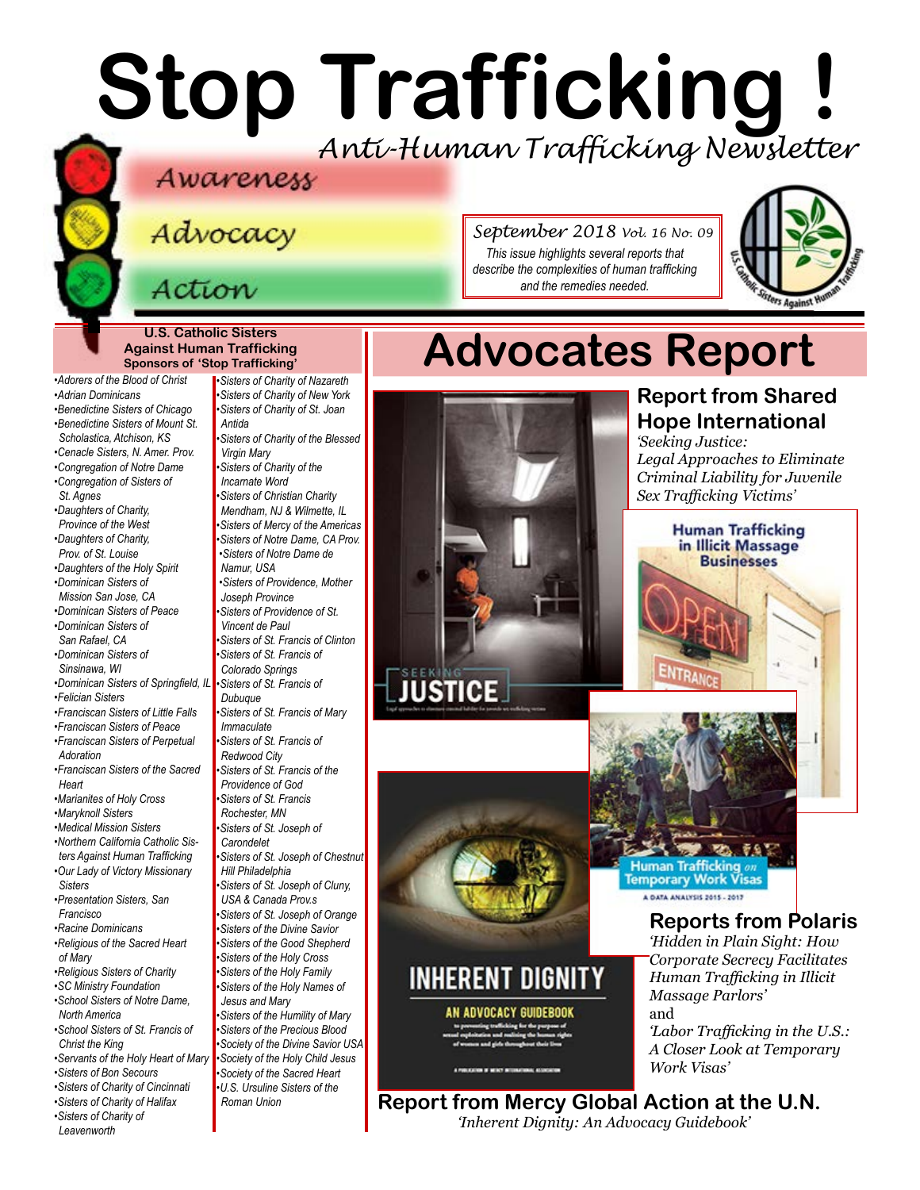# Stop Trafficking !

*Anti-Human Trafficking Newsletter*

Awareness

Advocacy

Action

*September 2018 Vol. 16 No. 09*

*This issue highlights several reports that describe the complexities of human trafficking and the remedies needed.*

**U.S. Catholic Sisters Against Human Trafficking Sponsors of 'Stop Trafficking'**

- *Adorers of the Blood of Christ*
- *Adrian Dominicans*
- *Benedictine Sisters of Chicago*
- *Benedictine Sisters of Mount St. Scholastica, Atchison, KS*
- *Cenacle Sisters, N. Amer. Prov.*
- *Congregation of Notre Dame*
- *Congregation of Sisters of St. Agnes*
- *Daughters of Charity, Province of the West*
- *Daughters of Charity, Prov. of St. Louise*
- *Daughters of the Holy Spirit*
- *Dominican Sisters of Mission San Jose, CA*
- *Dominican Sisters of Peace*
- *Dominican Sisters of San Rafael, CA*
- *Dominican Sisters of Sinsinawa, WI*
- *Dominican Sisters of Springfield, IL*
- *Felician Sisters*
- *Franciscan Sisters of Little Falls*
- *Franciscan Sisters of Peace*
- *Franciscan Sisters of Perpetual Adoration*
- *Franciscan Sisters of the Sacred Heart*
- *Marianites of Holy Cross*
- *Maryknoll Sisters*
- *Medical Mission Sisters*
- *Northern California Catholic Sisters Against Human Trafficking*
- *Our Lady of Victory Missionary Sisters*
- *Presentation Sisters, San Francisco*
- *Racine Dominicans*
- *Religious of the Sacred Heart of Mary*
- *Religious Sisters of Charity*
- *SC Ministry Foundation*
- *School Sisters of Notre Dame, North America*
- *School Sisters of St. Francis of Christ the King*
- *Servants of the Holy Heart of Mary*
- *Sisters of Bon Secours*
- *Sisters of Charity of Cincinnati*
- *Sisters of Charity of Halifax*
- *Sisters of Charity of Leavenworth*
- *Sisters of Charity of Nazareth*
- *Sisters of Charity of New York*
- *Sisters of Charity of St. Joan Antida*
- *Sisters of Charity of the Blessed Virgin Mary*
- *Sisters of Charity of the Incarnate Word*
- *Sisters of Christian Charity Mendham, NJ & Wilmette, IL*
- *Sisters of Mercy of the Americas*
- *Sisters of Notre Dame, CA Prov.*
- *Sisters of Notre Dame de Namur, USA*
- *Sisters of Providence, Mother Joseph Province*
- *Sisters of Providence of St. Vincent de Paul*
- *Sisters of St. Francis of Clinton*
- *Sisters of St. Francis of Colorado Springs*
- *Sisters of St. Francis of Dubuque*
- *Sisters of St. Francis of Mary Immaculate*
- *Sisters of St. Francis of Redwood City*
- *Sisters of St. Francis of the Providence of God*
- *Sisters of St. Francis Rochester, MN*
- *Sisters of St. Joseph of Carondelet*
- *Sisters of St. Joseph of Chestnut Hill Philadelphia*
- *Sisters of St. Joseph of Cluny, USA & Canada Prov.s*
- *Sisters of St. Joseph of Orange*
- *Sisters of the Divine Savior*
- *Sisters of the Good Shepherd*
- *Sisters of the Holy Cross*
- *Sisters of the Holy Family*
- *Sisters of the Holy Names of Jesus and Mary*
- *Sisters of the Humility of Mary*
- *Sisters of the Precious Blood*
- *Society of the Divine Savior USA*
- *Society of the Holy Child Jesus*
- *Society of the Sacred Heart*
- *U.S. Ursuline Sisters of the Roman Union*

# Advocates Report

## Report from Shared Hope International

*'Seeking Justice: Legal Approaches to Eliminate Criminal Liability for Juvenile Sex Trafficking Victims'*

## Reports from Polaris

*'Hidden in Plain Sight: How Corporate Secrecy Facilitates Human Trafficking in Illicit Massage Parlors'*

and

*'Labor Trafficking in the U.S.: A Closer Look at Temporary Work Visas'*

## Report from Mercy Global Action at the U.N.

*'Inherent Dignity: An Advocacy Guidebook'*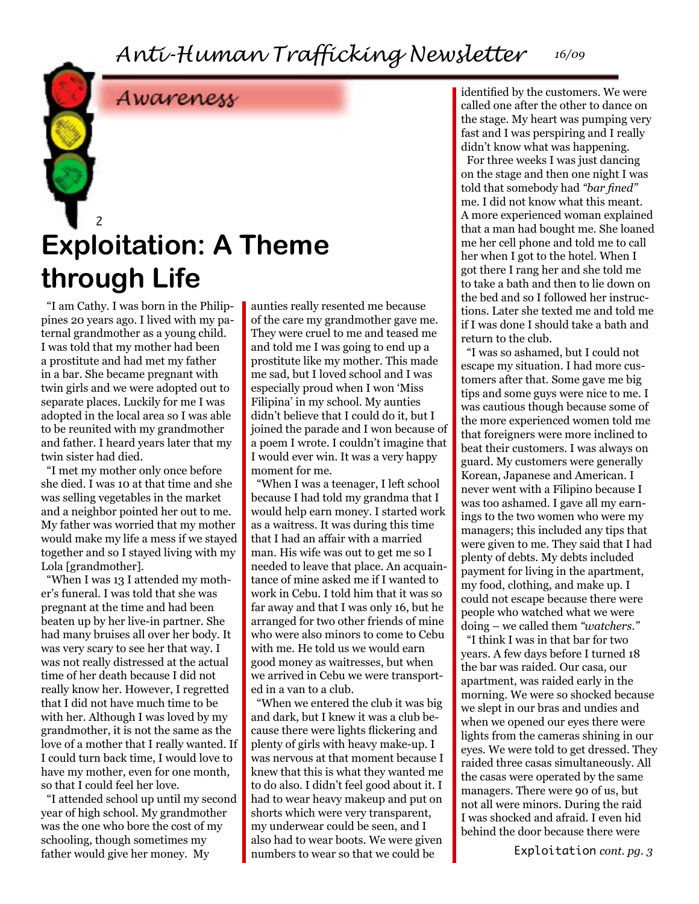## Awareness

# Exploitation: A Theme through Life

"I am Cathy. I was born in the Philippines 20 years ago. I lived with my paternal grandmother as a young child. I was told that my mother had been a prostitute and had met my father in a bar. She became pregnant with twin girls and we were adopted out to separate places. Luckily for me I was adopted in the local area so I was able to be reunited with my grandmother and father. I heard years later that my twin sister had died.

"I met my mother only once before she died. I was 10 at that time and she was selling vegetables in the market and a neighbor pointed her out to me. My father was worried that my mother would make my life a mess if we stayed together and so I stayed living with my Lola [grandmother].

"When I was 13 I attended my mother's funeral. I was told that she was pregnant at the time and had been beaten up by her live-in partner. She had many bruises all over her body. It was very scary to see her that way. I was not really distressed at the actual time of her death because I did not really know her. However, I regretted that I did not have much time to be with her. Although I was loved by my grandmother, it is not the same as the love of a mother that I really wanted. If I could turn back time, I would love to have my mother, even for one month, so that I could feel her love.

"I attended school up until my second year of high school. My grandmother was the one who bore the cost of my schooling, though sometimes my father would give her money. My aunties really resented me because of the care my grandmother gave me. They were cruel to me and teased me and told me I was going to end up a prostitute like my mother. This made me sad, but I loved school and I was especially proud when I won 'Miss Filipina' in my school. My aunties didn't believe that I could do it, but I joined the parade and I won because of a poem I wrote. I couldn't imagine that I would ever win. It was a very happy moment for me.

"When I was a teenager, I left school because I had told my grandma that I would help earn money. I started work as a waitress. It was during this time that I had an affair with a married man. His wife was out to get me so I needed to leave that place. An acquaintance of mine asked me if I wanted to work in Cebu. I told him that it was so far away and that I was only 16, but he arranged for two other friends of mine who were also minors to come to Cebu with me. He told us we would earn good money as waitresses, but when we arrived in Cebu we were transported in a van to a club.

"When we entered the club it was big and dark, but I knew it was a club because there were lights flickering and plenty of girls with heavy make-up. I was nervous at that moment because I knew that this is what they wanted me to do also. I didn't feel good about it. I had to wear heavy makeup and put on shorts which were very transparent, my underwear could be seen, and I also had to wear boots. We were given numbers to wear so that we could be identified by the customers. We were called one after the other to dance on the stage. My heart was pumping very fast and I was perspiring and I really didn't know what was happening.

For three weeks I was just dancing on the stage and then one night I was told that somebody had *"bar fined"* me. I did not know what this meant. A more experienced woman explained that a man had bought me. She loaned me her cell phone and told me to call her when I got to the hotel. When I got there I rang her and she told me to take a bath and then to lie down on the bed and so I followed her instructions. Later she texted me and told me if I was done I should take a bath and return to the club.

"I was so ashamed, but I could not escape my situation. I had more customers after that. Some gave me big tips and some guys were nice to me. I was cautious though because some of the more experienced women told me that foreigners were more inclined to beat their customers. I was always on guard. My customers were generally Korean, Japanese and American. I never went with a Filipino because I was too ashamed. I gave all my earnings to the two women who were my managers; this included any tips that were given to me. They said that I had plenty of debts. My debts included payment for living in the apartment, my food, clothing, and make up. I could not escape because there were people who watched what we were doing – we called them *"watchers."*

"I think I was in that bar for two years. A few days before I turned 18 the bar was raided. Our casa, our apartment, was raided early in the morning. We were so shocked because we slept in our bras and undies and when we opened our eyes there were lights from the cameras shining in our eyes. We were told to get dressed. They raided three casas simultaneously. All the casas were operated by the same managers. There were 90 of us, but not all were minors. During the raid I was shocked and afraid. I even hid behind the door because there were

Exploitation *cont. pg. 3*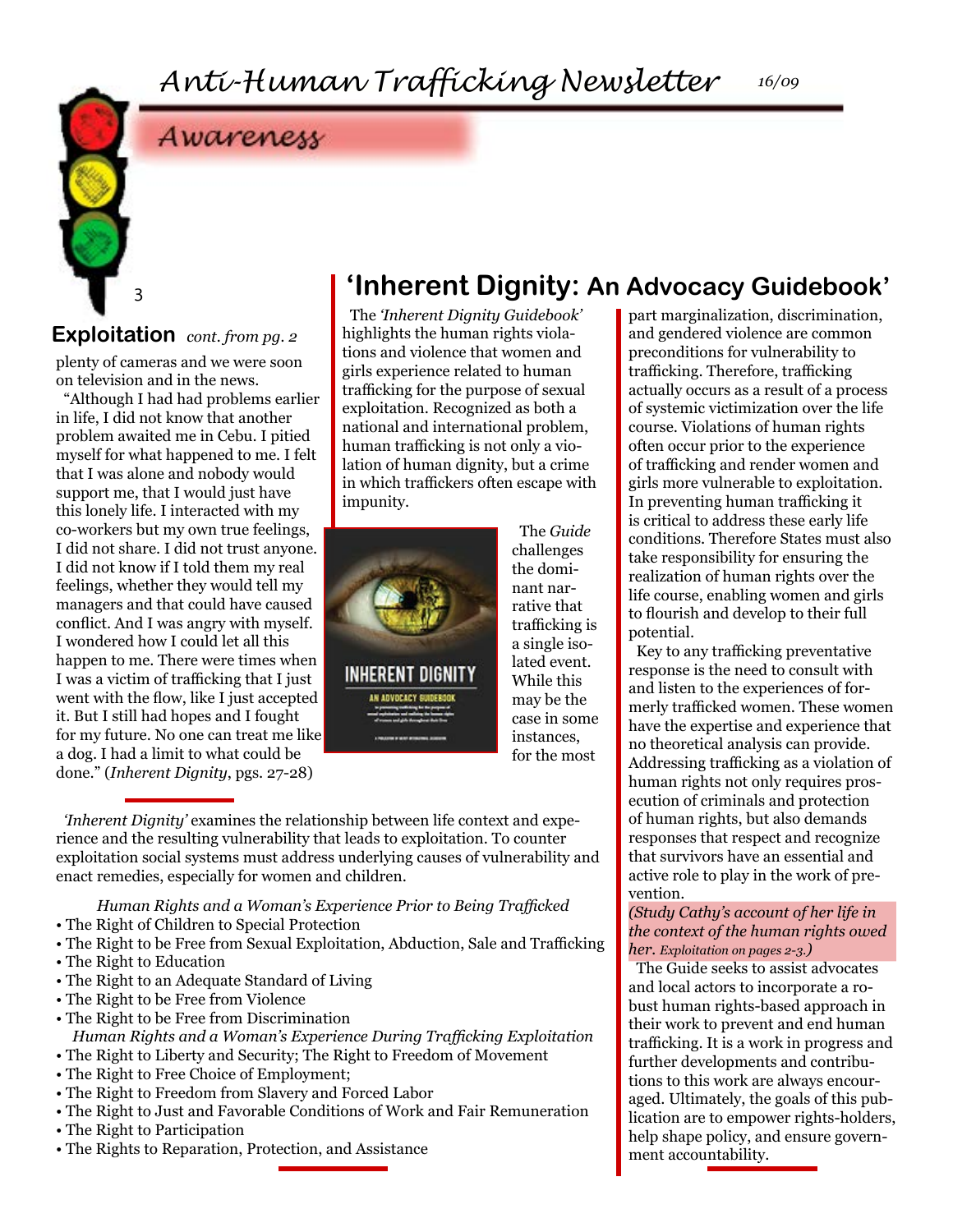## Exploitation *cont. from pg. 2*

plenty of cameras and we were soon on television and in the news.

"Although I had had problems earlier in life, I did not know that another problem awaited me in Cebu. I pitied myself for what happened to me. I felt that I was alone and nobody would support me, that I would just have this lonely life. I interacted with my co-workers but my own true feelings, I did not share. I did not trust anyone. I did not know if I told them my real feelings, whether they would tell my managers and that could have caused conflict. And I was angry with myself. I wondered how I could let all this happen to me. There were times when I was a victim of trafficking that I just went with the flow, like I just accepted it. But I still had hopes and I fought for my future. No one can treat me like a dog. I had a limit to what could be done." (*Inherent Dignity*, pgs. 27-28)

*'Inherent Dignity'* examines the relationship between life context and experience and the resulting vulnerability that leads to exploitation. To counter exploitation social systems must address underlying causes of vulnerability and enact remedies, especially for women and children.

*Human Rights and a Woman's Experience Prior to Being Trafficked*

- The Right of Children to Special Protection
- The Right to be Free from Sexual Exploitation, Abduction, Sale and Trafficking
- The Right to Education
- The Right to an Adequate Standard of Living
- The Right to be Free from Violence
- The Right to be Free from Discrimination

*Human Rights and a Woman's Experience During Trafficking Exploitation*

- The Right to Liberty and Security; The Right to Freedom of Movement
- The Right to Free Choice of Employment;
- The Right to Freedom from Slavery and Forced Labor
- The Right to Just and Favorable Conditions of Work and Fair Remuneration
- The Right to Participation
- The Rights to Reparation, Protection, and Assistance

## 'Inherent Dignity: An Advocacy Guidebook'

The *'Inherent Dignity Guidebook'* highlights the human rights violations and violence that women and girls experience related to human trafficking for the purpose of sexual exploitation. Recognized as both a national and international problem, human trafficking is not only a violation of human dignity, but a crime in which traffickers often escape with impunity.

The *Guide* challenges the dominant narrative that trafficking is a single isolated event. While this may be the case in some instances, for the most part marginalization, discrimination, and gendered violence are common preconditions for vulnerability to trafficking. Therefore, trafficking actually occurs as a result of a process of systemic victimization over the life course. Violations of human rights often occur prior to the experience of trafficking and render women and girls more vulnerable to exploitation. In preventing human trafficking it is critical to address these early life conditions. Therefore States must also take responsibility for ensuring the realization of human rights over the life course, enabling women and girls to flourish and develop to their full potential.

Key to any trafficking preventative response is the need to consult with and listen to the experiences of formerly trafficked women. These women have the expertise and experience that no theoretical analysis can provide. Addressing trafficking as a violation of human rights not only requires prosecution of criminals and protection of human rights, but also demands responses that respect and recognize that survivors have an essential and active role to play in the work of prevention.

*(Study Cathy's account of her life in the context of the human rights owed her. Exploitation on pages 2-3.)*

The Guide seeks to assist advocates and local actors to incorporate a robust human rights-based approach in their work to prevent and end human trafficking. It is a work in progress and further developments and contributions to this work are always encouraged. Ultimately, the goals of this publication are to empower rights-holders, help shape policy, and ensure government accountability.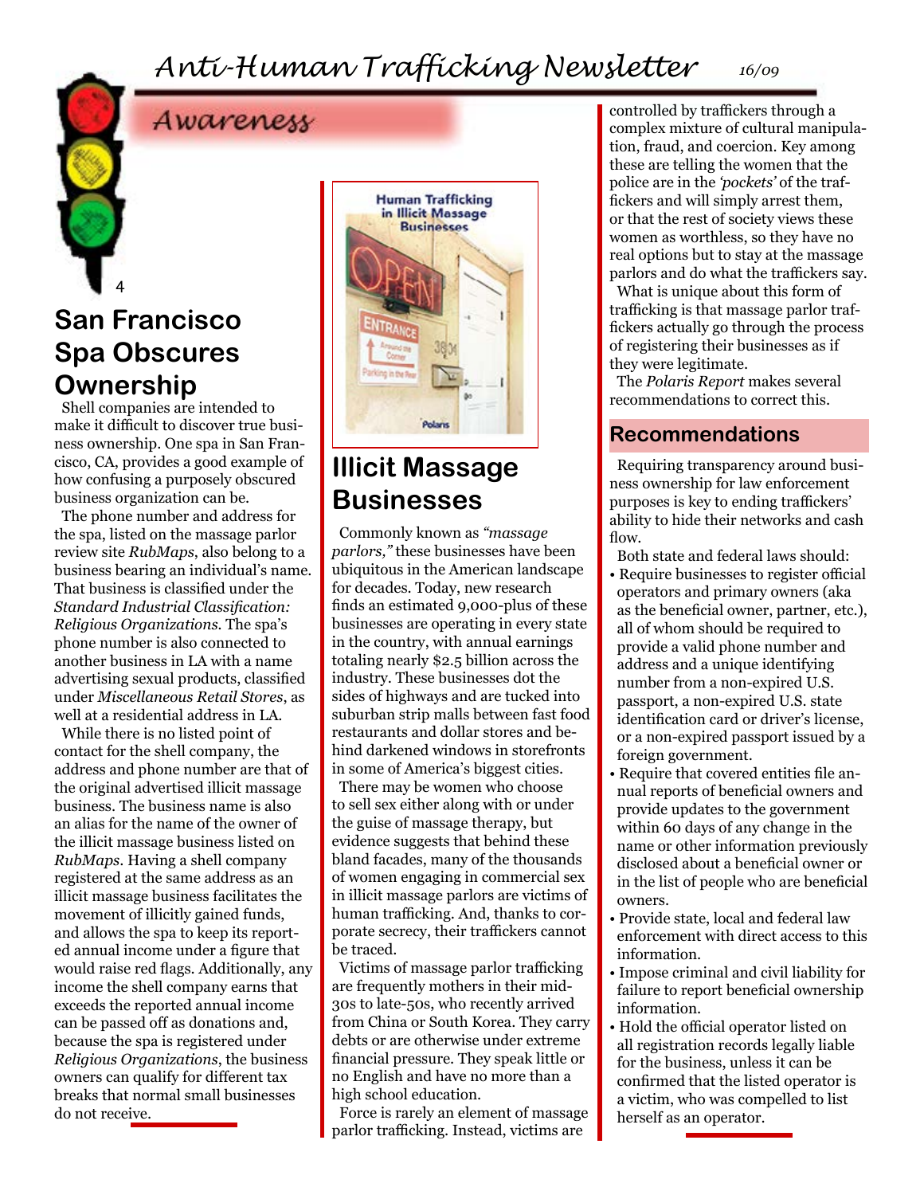## Awareness

## San Francisco Spa Obscures Ownership

Shell companies are intended to make it difficult to discover true business ownership. One spa in San Francisco, CA, provides a good example of how confusing a purposely obscured business organization can be.

The phone number and address for the spa, listed on the massage parlor review site *RubMaps*, also belong to a business bearing an individual's name. That business is classified under the *Standard Industrial Classification: Religious Organizations*. The spa's phone number is also connected to another business in LA with a name advertising sexual products, classified under *Miscellaneous Retail Stores*, as well at a residential address in LA.

While there is no listed point of contact for the shell company, the address and phone number are that of the original advertised illicit massage business. The business name is also an alias for the name of the owner of the illicit massage business listed on *RubMaps*. Having a shell company registered at the same address as an illicit massage business facilitates the movement of illicitly gained funds, and allows the spa to keep its reported annual income under a figure that would raise red flags. Additionally, any income the shell company earns that exceeds the reported annual income can be passed off as donations and, because the spa is registered under *Religious Organizations*, the business owners can qualify for different tax breaks that normal small businesses do not receive.

## Illicit Massage Businesses

Commonly known as *"massage parlors,"* these businesses have been ubiquitous in the American landscape for decades. Today, new research finds an estimated 9,000-plus of these businesses are operating in every state in the country, with annual earnings totaling nearly $2.5 billion across the industry. These businesses dot the sides of highways and are tucked into suburban strip malls between fast food restaurants and dollar stores and behind darkened windows in storefronts in some of America's biggest cities.

There may be women who choose to sell sex either along with or under the guise of massage therapy, but evidence suggests that behind these bland facades, many of the thousands of women engaging in commercial sex in illicit massage parlors are victims of human trafficking. And, thanks to corporate secrecy, their traffickers cannot be traced.

Victims of massage parlor trafficking are frequently mothers in their mid-30s to late-50s, who recently arrived from China or South Korea. They carry debts or are otherwise under extreme financial pressure. They speak little or no English and have no more than a high school education.

Force is rarely an element of massage parlor trafficking. Instead, victims are controlled by traffickers through a complex mixture of cultural manipulation, fraud, and coercion. Key among these are telling the women that the police are in the *'pockets'* of the traffickers and will simply arrest them, or that the rest of society views these women as worthless, so they have no real options but to stay at the massage parlors and do what the traffickers say.

What is unique about this form of trafficking is that massage parlor traffickers actually go through the process of registering their businesses as if they were legitimate.

The *Polaris Report* makes several recommendations to correct this.

### Recommendations

Requiring transparency around business ownership for law enforcement purposes is key to ending traffickers' ability to hide their networks and cash flow.

Both state and federal laws should:

- Require businesses to register official operators and primary owners (aka as the beneficial owner, partner, etc.), all of whom should be required to provide a valid phone number and address and a unique identifying number from a non-expired U.S. passport, a non-expired U.S. state identification card or driver's license, or a non-expired passport issued by a foreign government.
- Require that covered entities file annual reports of beneficial owners and provide updates to the government within 60 days of any change in the name or other information previously disclosed about a beneficial owner or in the list of people who are beneficial owners.
- Provide state, local and federal law enforcement with direct access to this information.
- Impose criminal and civil liability for failure to report beneficial ownership information.
- Hold the official operator listed on all registration records legally liable for the business, unless it can be confirmed that the listed operator is a victim, who was compelled to list herself as an operator.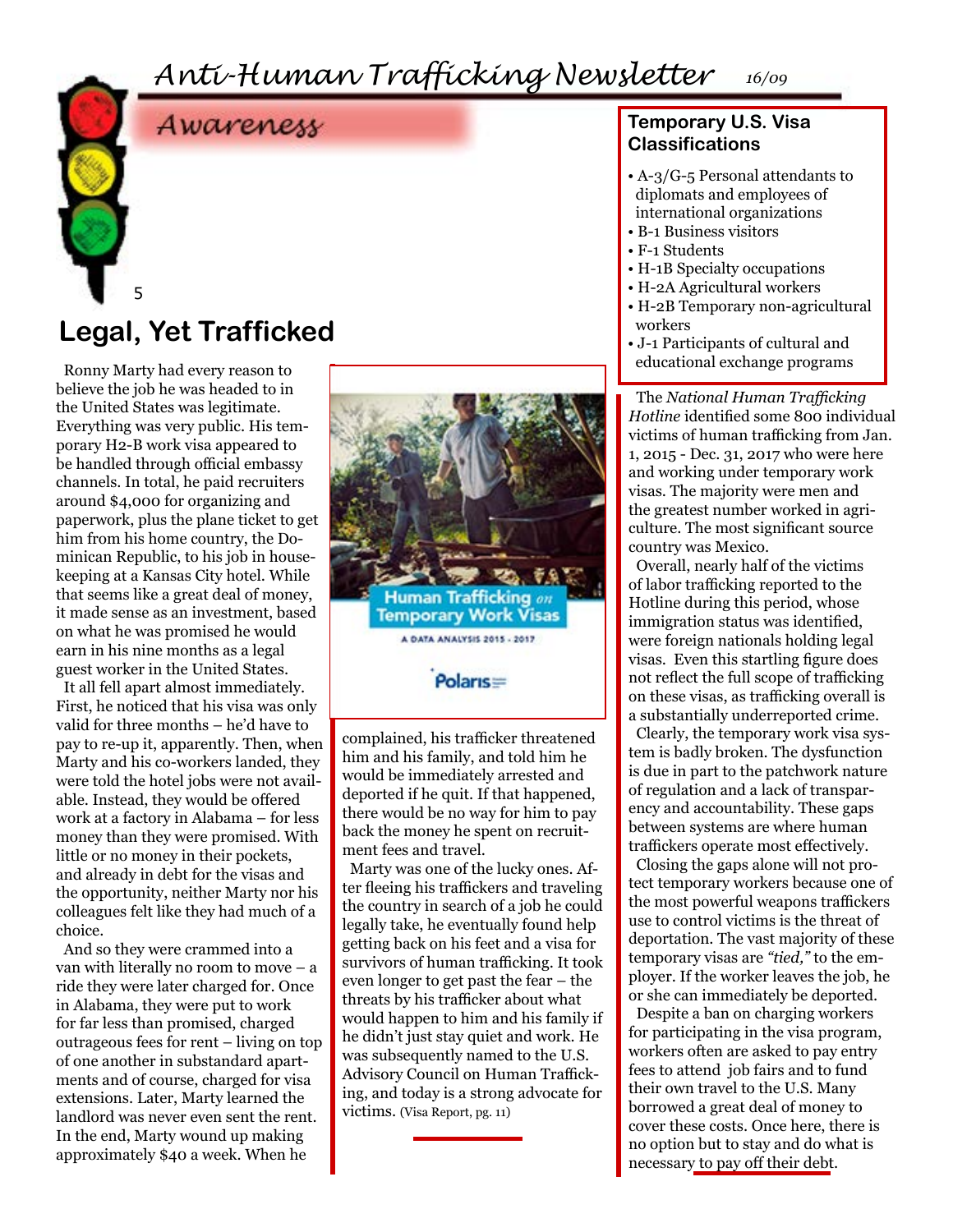## Awareness

# Legal, Yet Trafficked

Ronny Marty had every reason to believe the job he was headed to in the United States was legitimate. Everything was very public. His temporary H2-B work visa appeared to be handled through official embassy channels. In total, he paid recruiters around $4,000 for organizing and paperwork, plus the plane ticket to get him from his home country, the Dominican Republic, to his job in housekeeping at a Kansas City hotel. While that seems like a great deal of money, it made sense as an investment, based on what he was promised he would earn in his nine months as a legal guest worker in the United States.

It all fell apart almost immediately. First, he noticed that his visa was only valid for three months – he'd have to pay to re-up it, apparently. Then, when Marty and his co-workers landed, they were told the hotel jobs were not available. Instead, they would be offered work at a factory in Alabama – for less money than they were promised. With little or no money in their pockets, and already in debt for the visas and the opportunity, neither Marty nor his colleagues felt like they had much of a choice.

And so they were crammed into a van with literally no room to move – a ride they were later charged for. Once in Alabama, they were put to work for far less than promised, charged outrageous fees for rent – living on top of one another in substandard apartments and of course, charged for visa extensions. Later, Marty learned the landlord was never even sent the rent. In the end, Marty wound up making approximately $40 a week. When he complained, his trafficker threatened him and his family, and told him he would be immediately arrested and deported if he quit. If that happened, there would be no way for him to pay back the money he spent on recruitment fees and travel.

Marty was one of the lucky ones. After fleeing his traffickers and traveling the country in search of a job he could legally take, he eventually found help getting back on his feet and a visa for survivors of human trafficking. It took even longer to get past the fear – the threats by his trafficker about what would happen to him and his family if he didn't just stay quiet and work. He was subsequently named to the U.S. Advisory Council on Human Trafficking, and today is a strong advocate for victims. (Visa Report, pg. 11)

Human Trafficking on Temporary Work Visas

A DATA ANALYSIS 2015 - 2017

Polaris

### Temporary U.S. Visa Classifications

- A-3/G-5 Personal attendants to diplomats and employees of international organizations
- B-1 Business visitors
- F-1 Students
- H-1B Specialty occupations
- H-2A Agricultural workers
- H-2B Temporary non-agricultural workers
- J-1 Participants of cultural and educational exchange programs

The *National Human Trafficking Hotline* identified some 800 individual victims of human trafficking from Jan. 1, 2015 - Dec. 31, 2017 who were here and working under temporary work visas. The majority were men and the greatest number worked in agriculture. The most significant source country was Mexico.

Overall, nearly half of the victims of labor trafficking reported to the Hotline during this period, whose immigration status was identified, were foreign nationals holding legal visas. Even this startling figure does not reflect the full scope of trafficking on these visas, as trafficking overall is a substantially underreported crime.

Clearly, the temporary work visa system is badly broken. The dysfunction is due in part to the patchwork nature of regulation and a lack of transparency and accountability. These gaps between systems are where human traffickers operate most effectively.

Closing the gaps alone will not protect temporary workers because one of the most powerful weapons traffickers use to control victims is the threat of deportation. The vast majority of these temporary visas are *"tied,"* to the employer. If the worker leaves the job, he or she can immediately be deported.

Despite a ban on charging workers for participating in the visa program, workers often are asked to pay entry fees to attend job fairs and to fund their own travel to the U.S. Many borrowed a great deal of money to cover these costs. Once here, there is no option but to stay and do what is necessary to pay off their debt.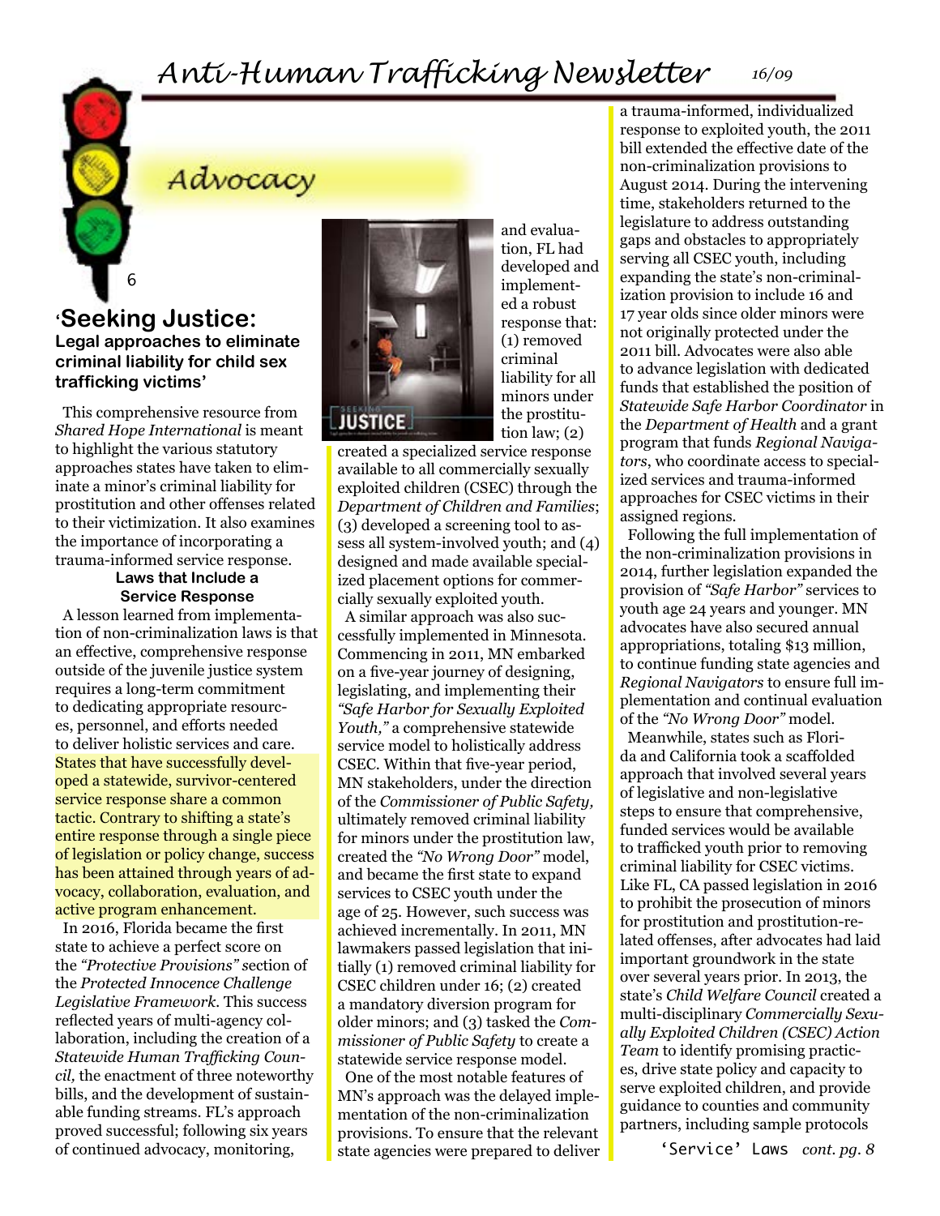## Advocacy

### 'Seeking Justice: Legal approaches to eliminate criminal liability for child sex trafficking victims'

This comprehensive resource from *Shared Hope International* is meant to highlight the various statutory approaches states have taken to eliminate a minor's criminal liability for prostitution and other offenses related to their victimization. It also examines the importance of incorporating a trauma-informed service response.

#### Laws that Include a Service Response

A lesson learned from implementation of non-criminalization laws is that an effective, comprehensive response outside of the juvenile justice system requires a long-term commitment to dedicating appropriate resources, personnel, and efforts needed to deliver holistic services and care. States that have successfully developed a statewide, survivor-centered service response share a common tactic. Contrary to shifting a state's entire response through a single piece of legislation or policy change, success has been attained through years of advocacy, collaboration, evaluation, and active program enhancement.

In 2016, Florida became the first state to achieve a perfect score on the *"Protective Provisions"* section of the *Protected Innocence Challenge Legislative Framework*. This success reflected years of multi-agency collaboration, including the creation of a *Statewide Human Trafficking Council,* the enactment of three noteworthy bills, and the development of sustainable funding streams. FL's approach proved successful; following six years of continued advocacy, monitoring, and evaluation, FL had developed and implemented a robust response that: (1) removed criminal liability for all minors under the prostitution law; (2) created a specialized service response available to all commercially sexually exploited children (CSEC) through the *Department of Children and Families*; (3) developed a screening tool to assess all system-involved youth; and (4) designed and made available specialized placement options for commercially sexually exploited youth.

A similar approach was also successfully implemented in Minnesota. Commencing in 2011, MN embarked on a five-year journey of designing, legislating, and implementing their *"Safe Harbor for Sexually Exploited Youth,"* a comprehensive statewide service model to holistically address CSEC. Within that five-year period, MN stakeholders, under the direction of the *Commissioner of Public Safety,* ultimately removed criminal liability for minors under the prostitution law, created the *"No Wrong Door"* model, and became the first state to expand services to CSEC youth under the age of 25. However, such success was achieved incrementally. In 2011, MN lawmakers passed legislation that initially (1) removed criminal liability for CSEC children under 16; (2) created a mandatory diversion program for older minors; and (3) tasked the *Commissioner of Public Safety* to create a statewide service response model.

One of the most notable features of MN's approach was the delayed implementation of the non-criminalization provisions. To ensure that the relevant state agencies were prepared to deliver a trauma-informed, individualized response to exploited youth, the 2011 bill extended the effective date of the non-criminalization provisions to August 2014. During the intervening time, stakeholders returned to the legislature to address outstanding gaps and obstacles to appropriately serving all CSEC youth, including expanding the state's non-criminalization provision to include 16 and 17 year olds since older minors were not originally protected under the 2011 bill. Advocates were also able to advance legislation with dedicated funds that established the position of *Statewide Safe Harbor Coordinator* in the *Department of Health* and a grant program that funds *Regional Navigators*, who coordinate access to specialized services and trauma-informed approaches for CSEC victims in their assigned regions.

Following the full implementation of the non-criminalization provisions in 2014, further legislation expanded the provision of *"Safe Harbor"* services to youth age 24 years and younger. MN advocates have also secured annual appropriations, totaling $13 million, to continue funding state agencies and *Regional Navigators* to ensure full implementation and continual evaluation of the *"No Wrong Door"* model.

Meanwhile, states such as Florida and California took a scaffolded approach that involved several years of legislative and non-legislative steps to ensure that comprehensive, funded services would be available to trafficked youth prior to removing criminal liability for CSEC victims. Like FL, CA passed legislation in 2016 to prohibit the prosecution of minors for prostitution and prostitution-related offenses, after advocates had laid important groundwork in the state over several years prior. In 2013, the state's *Child Welfare Council* created a multi-disciplinary *Commercially Sexually Exploited Children (CSEC) Action Team* to identify promising practices, drive state policy and capacity to serve exploited children, and provide guidance to counties and community partners, including sample protocols

'Service' Laws *cont. pg. 8*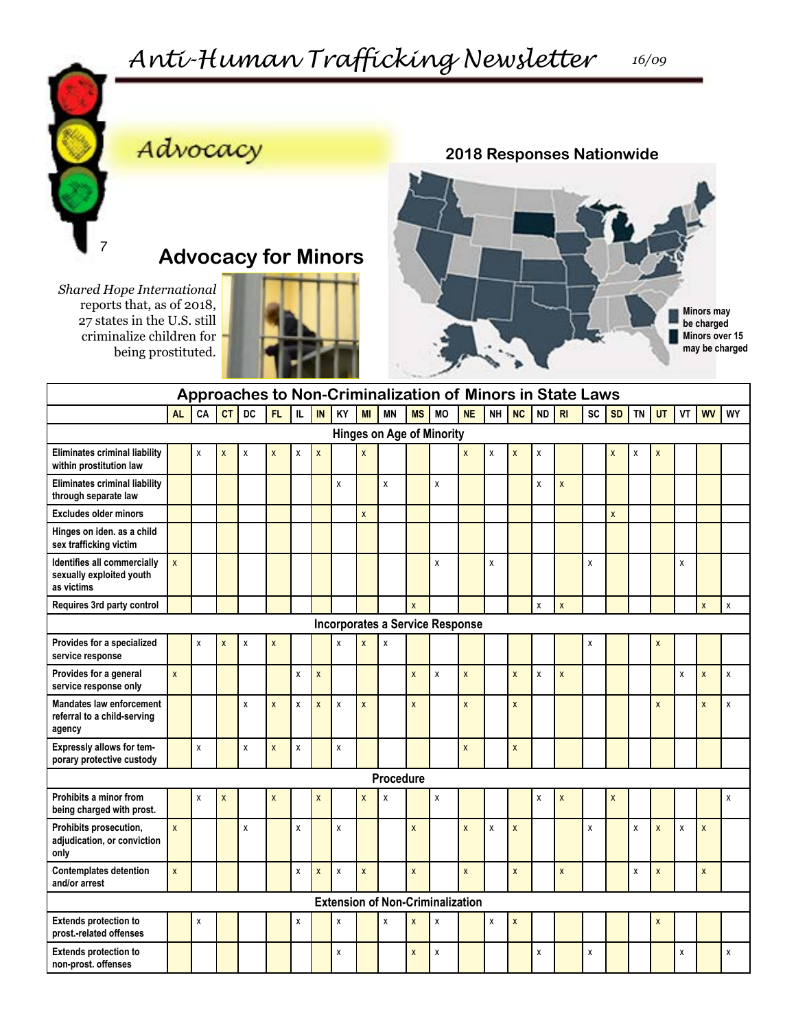# Anti-Human Trafficking Newsletter

16/09

## Advocacy

## Advocacy for Minors

*Shared Hope International* reports that, as of 2018, 27 states in the U.S. still criminalize children for being prostituted.

**2018 Responses Nationwide**

Minors may be charged

Minors over 15 may be charged

| Approaches to Non-Criminalization of Minors in State Laws | AL | CA | CT | DC | FL | IL | IN | KY | MI | MN | MS | MO | NE | NH | NC | ND | RI | SC | SD | TN | UT | VT | WV | WY |
|---|---|---|---|---|---|---|---|---|---|---|---|---|---|---|---|---|---|---|---|---|---|---|---|---|
| **Hinges on Age of Minority** | | | | | | | | | | | | | | | | | | | | | | | | |
| Eliminates criminal liability within prostitution law | | x | x | x | x | x | x | | x | | | | x | x | x | x | | | x | x | x | | | |
| Eliminates criminal liability through separate law | | | | | | | | x | | x | | x | | | | x | x | | | | | | | |
| Excludes older minors | | | | | | | | | x | | | | | | | | | | x | | | | | |
| Hinges on iden. as a child sex trafficking victim | | | | | | | | | | | | | | | | | | | | | | | | |
| Identifies all commercially sexually exploited youth as victims | x | | | | | | | | | | | x | | x | | | | x | | | | x | | |
| Requires 3rd party control | | | | | | | | | | | x | | | | | x | x | | | | | | x | x |
| **Incorporates a Service Response** | | | | | | | | | | | | | | | | | | | | | | | | |
| Provides for a specialized service response | | x | x | x | x | | | x | x | x | | | | | | | | x | | | x | | | |
| Provides for a general service response only | x | | | | | x | x | | | | x | x | x | | x | x | x | | | | | x | x | x |
| Mandates law enforcement referral to a child-serving agency | | | | x | x | x | x | x | x | | x | | x | | x | | | | | | x | | x | x |
| Expressly allows for temporary protective custody | | x | | x | x | x | | x | | | | | x | | x | | | | | | | | | |
| **Procedure** | | | | | | | | | | | | | | | | | | | | | | | | |
| Prohibits a minor from being charged with prost. | | x | x | | x | | x | | x | x | | x | | | | x | x | | x | | | | | x |
| Prohibits prosecution, adjudication, or conviction only | x | | | x | | x | | x | | | x | | x | x | x | | | x | | x | x | x | x | |
| Contemplates detention and/or arrest | x | | | | | x | x | x | x | | x | | x | | x | | x | | | x | x | | x | |
| **Extension of Non-Criminalization** | | | | | | | | | | | | | | | | | | | | | | | | |
| Extends protection to prost.-related offenses | | x | | | | x | | x | | x | x | x | | x | x | | | | | | x | | | |
| Extends protection to non-prost. offenses | | | | | | | | x | | | x | x | | | | x | | x | | | | x | | x |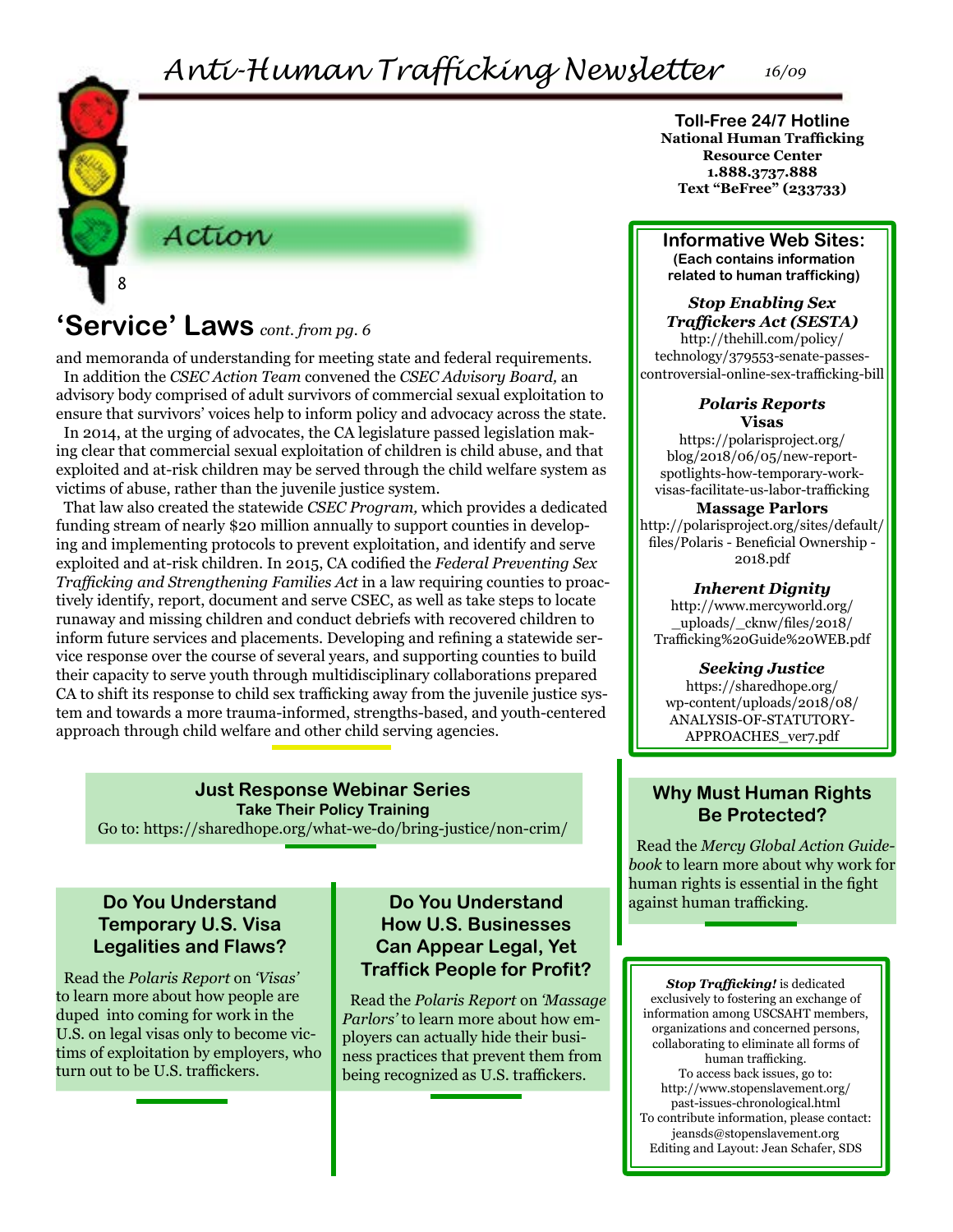# Action

## 'Service' Laws *cont. from pg. 6*

and memoranda of understanding for meeting state and federal requirements.

In addition the *CSEC Action Team* convened the *CSEC Advisory Board,* an advisory body comprised of adult survivors of commercial sexual exploitation to ensure that survivors' voices help to inform policy and advocacy across the state.

In 2014, at the urging of advocates, the CA legislature passed legislation making clear that commercial sexual exploitation of children is child abuse, and that exploited and at-risk children may be served through the child welfare system as victims of abuse, rather than the juvenile justice system.

That law also created the statewide *CSEC Program,* which provides a dedicated funding stream of nearly $20 million annually to support counties in developing and implementing protocols to prevent exploitation, and identify and serve exploited and at-risk children. In 2015, CA codified the *Federal Preventing Sex Trafficking and Strengthening Families Act* in a law requiring counties to proactively identify, report, document and serve CSEC, as well as take steps to locate runaway and missing children and conduct debriefs with recovered children to inform future services and placements. Developing and refining a statewide service response over the course of several years, and supporting counties to build their capacity to serve youth through multidisciplinary collaborations prepared CA to shift its response to child sex trafficking away from the juvenile justice system and towards a more trauma-informed, strengths-based, and youth-centered approach through child welfare and other child serving agencies.

### Just Response Webinar Series

**Take Their Policy Training**

Go to: https://sharedhope.org/what-we-do/bring-justice/non-crim/

### Do You Understand Temporary U.S. Visa Legalities and Flaws?

Read the *Polaris Report* on *'Visas'* to learn more about how people are duped into coming for work in the U.S. on legal visas only to become victims of exploitation by employers, who turn out to be U.S. traffickers.

### Do You Understand How U.S. Businesses Can Appear Legal, Yet Traffick People for Profit?

Read the *Polaris Report* on *'Massage Parlors'* to learn more about how employers can actually hide their business practices that prevent them from being recognized as U.S. traffickers.

**Toll-Free 24/7 Hotline**
**National Human Trafficking Resource Center**
**1.888.3737.888**
**Text "BeFree" (233733)**

### Informative Web Sites:

**(Each contains information related to human trafficking)**

***Stop Enabling Sex Traffickers Act (SESTA)***
http://thehill.com/policy/technology/379553-senate-passes-controversial-online-sex-trafficking-bill

***Polaris Reports***
**Visas**
https://polarisproject.org/blog/2018/06/05/new-report-spotlights-how-temporary-work-visas-facilitate-us-labor-trafficking

**Massage Parlors**
http://polarisproject.org/sites/default/files/Polaris - Beneficial Ownership - 2018.pdf

***Inherent Dignity***
http://www.mercyworld.org/_uploads/_cknw/files/2018/Trafficking%20Guide%20WEB.pdf

***Seeking Justice***
https://sharedhope.org/wp-content/uploads/2018/08/ANALYSIS-OF-STATUTORY-APPROACHES_ver7.pdf

### Why Must Human Rights Be Protected?

Read the *Mercy Global Action Guidebook* to learn more about why work for human rights is essential in the fight against human trafficking.

***Stop Trafficking!*** is dedicated exclusively to fostering an exchange of information among USCSAHT members, organizations and concerned persons, collaborating to eliminate all forms of human trafficking.
To access back issues, go to: http://www.stopenslavement.org/past-issues-chronological.html
To contribute information, please contact: jeansds@stopenslavement.org
Editing and Layout: Jean Schafer, SDS